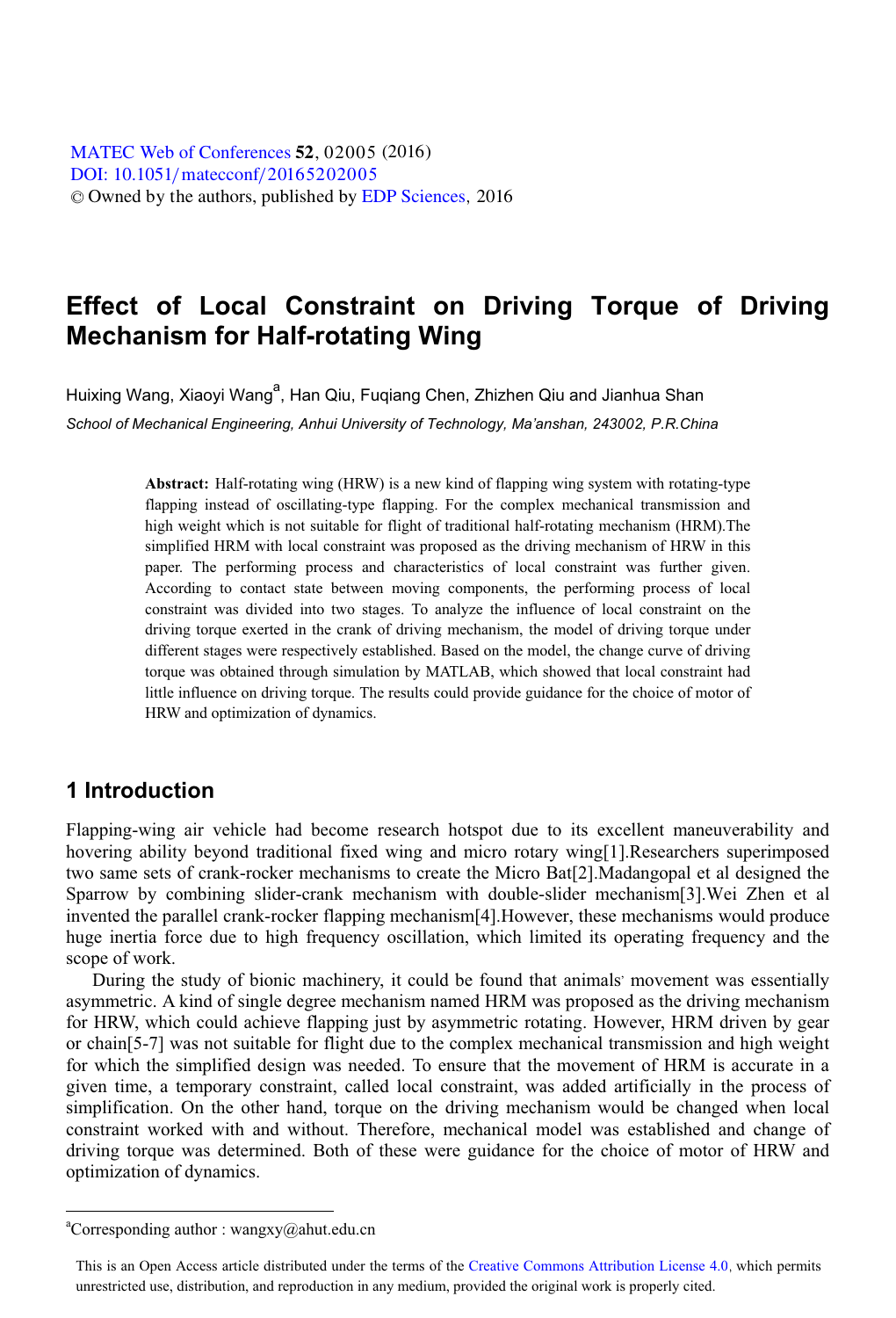# Effect of Local Constraint on Driving Torque of Driving Mechanism for Half-rotating Wing

Huixing Wang, Xiaoyi Wang[a], Han Qiu, Fuqiang Chen, Zhizhen Qiu and Jianhua Shan

*School of Mechanical Engineering, Anhui University of Technology, Ma'anshan, 243002, P.R.China*

**Abstract:** Half-rotating wing (HRW) is a new kind of flapping wing system with rotating-type flapping instead of oscillating-type flapping. For the complex mechanical transmission and high weight which is not suitable for flight of traditional half-rotating mechanism (HRM).The simplified HRM with local constraint was proposed as the driving mechanism of HRW in this paper. The performing process and characteristics of local constraint was further given. According to contact state between moving components, the performing process of local constraint was divided into two stages. To analyze the influence of local constraint on the driving torque exerted in the crank of driving mechanism, the model of driving torque under different stages were respectively established. Based on the model, the change curve of driving torque was obtained through simulation by MATLAB, which showed that local constraint had little influence on driving torque. The results could provide guidance for the choice of motor of HRW and optimization of dynamics.

## 1 Introduction

Flapping-wing air vehicle had become research hotspot due to its excellent maneuverability and hovering ability beyond traditional fixed wing and micro rotary wing[1].Researchers superimposed two same sets of crank-rocker mechanisms to create the Micro Bat[2].Madangopal et al designed the Sparrow by combining slider-crank mechanism with double-slider mechanism[3].Wei Zhen et al invented the parallel crank-rocker flapping mechanism[4].However, these mechanisms would produce huge inertia force due to high frequency oscillation, which limited its operating frequency and the scope of work.

During the study of bionic machinery, it could be found that animals' movement was essentially asymmetric. A kind of single degree mechanism named HRM was proposed as the driving mechanism for HRW, which could achieve flapping just by asymmetric rotating. However, HRM driven by gear or chain[5-7] was not suitable for flight due to the complex mechanical transmission and high weight for which the simplified design was needed. To ensure that the movement of HRM is accurate in a given time, a temporary constraint, called local constraint, was added artificially in the process of simplification. On the other hand, torque on the driving mechanism would be changed when local constraint worked with and without. Therefore, mechanical model was established and change of driving torque was determined. Both of these were guidance for the choice of motor of HRW and optimization of dynamics.

---

[a]Corresponding author : wangxy@ahut.edu.cn

This is an Open Access article distributed under the terms of the Creative Commons Attribution License 4.0, which permits unrestricted use, distribution, and reproduction in any medium, provided the original work is properly cited.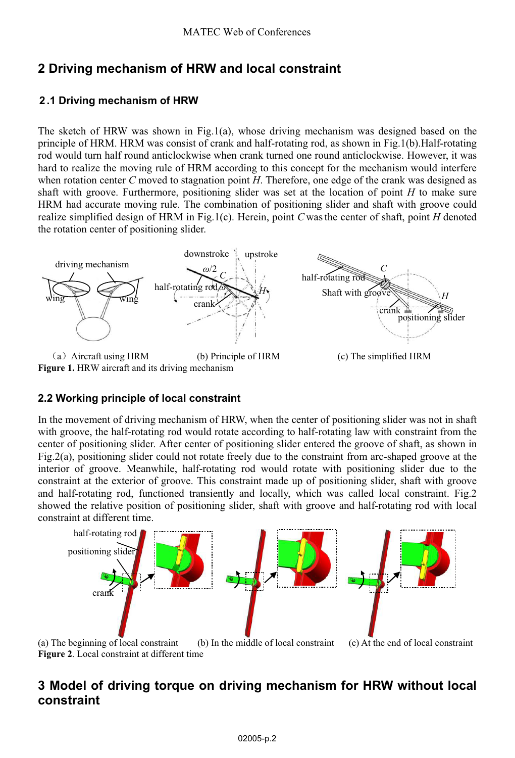## 2 Driving mechanism of HRW and local constraint

### 2.1 Driving mechanism of HRW

The sketch of HRW was shown in Fig.1(a), whose driving mechanism was designed based on the principle of HRM. HRM was consist of crank and half-rotating rod, as shown in Fig.1(b).Half-rotating rod would turn half round anticlockwise when crank turned one round anticlockwise. However, it was hard to realize the moving rule of HRM according to this concept for the mechanism would interfere when rotation center *C* moved to stagnation point *H*. Therefore, one edge of the crank was designed as shaft with groove. Furthermore, positioning slider was set at the location of point *H* to make sure HRM had accurate moving rule. The combination of positioning slider and shaft with groove could realize simplified design of HRM in Fig.1(c). Herein, point *C* was the center of shaft, point *H* denoted the rotation center of positioning slider.

(a) Aircraft using HRM (b) Principle of HRM (c) The simplified HRM

**Figure 1.** HRW aircraft and its driving mechanism

### 2.2 Working principle of local constraint

In the movement of driving mechanism of HRW, when the center of positioning slider was not in shaft with groove, the half-rotating rod would rotate according to half-rotating law with constraint from the center of positioning slider. After center of positioning slider entered the groove of shaft, as shown in Fig.2(a), positioning slider could not rotate freely due to the constraint from arc-shaped groove at the interior of groove. Meanwhile, half-rotating rod would rotate with positioning slider due to the constraint at the exterior of groove. This constraint made up of positioning slider, shaft with groove and half-rotating rod, functioned transiently and locally, which was called local constraint. Fig.2 showed the relative position of positioning slider, shaft with groove and half-rotating rod with local constraint at different time.

(a) The beginning of local constraint (b) In the middle of local constraint (c) At the end of local constraint

**Figure 2**. Local constraint at different time

## 3 Model of driving torque on driving mechanism for HRW without local constraint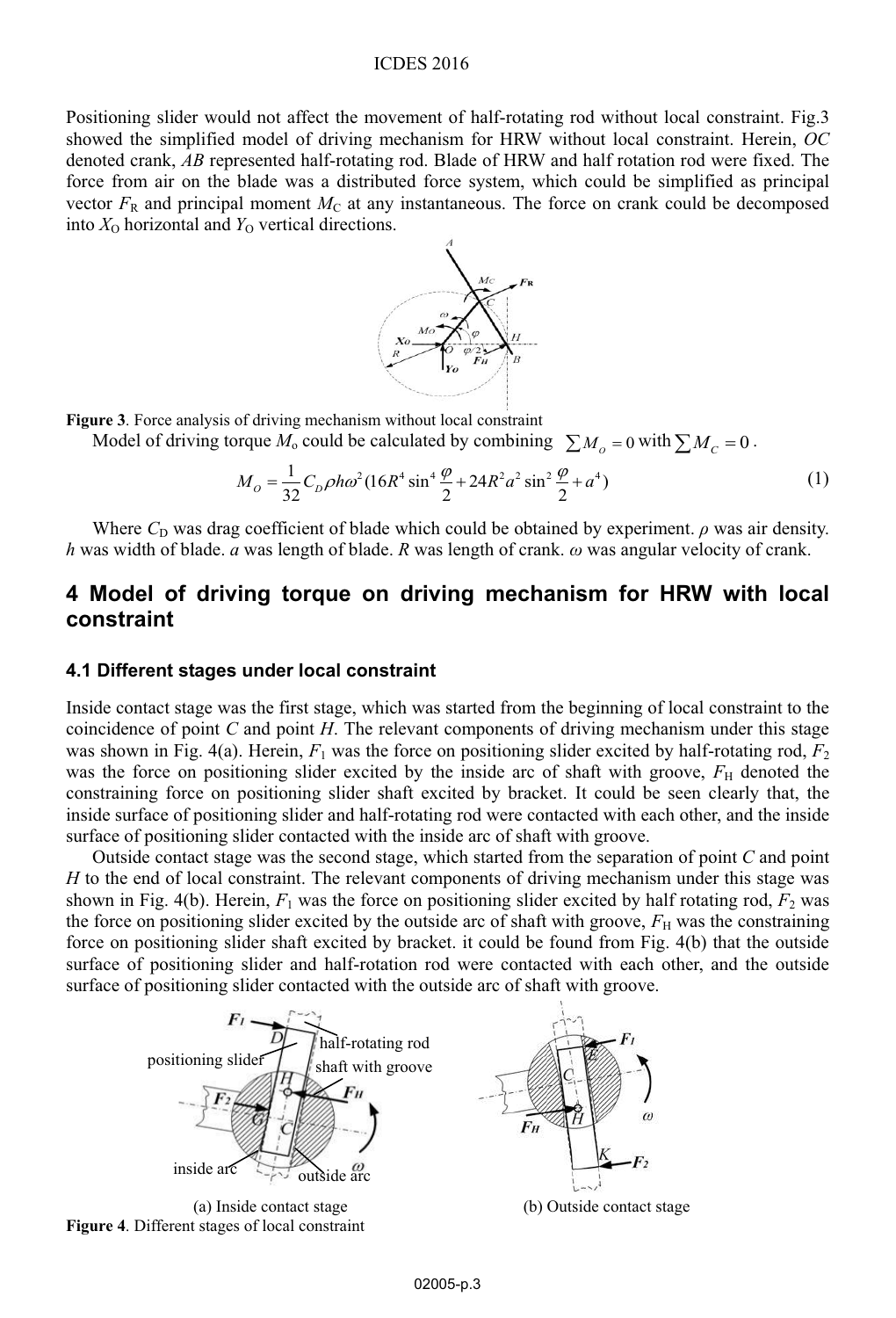Positioning slider would not affect the movement of half-rotating rod without local constraint. Fig.3 showed the simplified model of driving mechanism for HRW without local constraint. Herein, *OC* denoted crank, *AB* represented half-rotating rod. Blade of HRW and half rotation rod were fixed. The force from air on the blade was a distributed force system, which could be simplified as principal vector $F_R$ and principal moment $M_C$ at any instantaneous. The force on crank could be decomposed into $X_O$ horizontal and $Y_O$ vertical directions.

**Figure 3**. Force analysis of driving mechanism without local constraint

Model of driving torque $M_o$ could be calculated by combining $\sum M_O = 0$ with $\sum M_C = 0$.

$$M_O = \frac{1}{32} C_D \rho h \omega^2 (16R^4 \sin^4 \frac{\varphi}{2} + 24R^2 a^2 \sin^2 \frac{\varphi}{2} + a^4) \tag{1}$$

Where $C_D$ was drag coefficient of blade which could be obtained by experiment. $\rho$ was air density. $h$ was width of blade. $a$ was length of blade. $R$ was length of crank. $\omega$ was angular velocity of crank.

## 4 Model of driving torque on driving mechanism for HRW with local constraint

### 4.1 Different stages under local constraint

Inside contact stage was the first stage, which was started from the beginning of local constraint to the coincidence of point *C* and point *H*. The relevant components of driving mechanism under this stage was shown in Fig. 4(a). Herein, $F_1$ was the force on positioning slider excited by half-rotating rod, $F_2$ was the force on positioning slider excited by the inside arc of shaft with groove, $F_H$ denoted the constraining force on positioning slider shaft excited by bracket. It could be seen clearly that, the inside surface of positioning slider and half-rotating rod were contacted with each other, and the inside surface of positioning slider contacted with the inside arc of shaft with groove.

Outside contact stage was the second stage, which started from the separation of point *C* and point *H* to the end of local constraint. The relevant components of driving mechanism under this stage was shown in Fig. 4(b). Herein, $F_1$ was the force on positioning slider excited by half rotating rod, $F_2$ was the force on positioning slider excited by the outside arc of shaft with groove, $F_H$ was the constraining force on positioning slider shaft excited by bracket. it could be found from Fig. 4(b) that the outside surface of positioning slider and half-rotation rod were contacted with each other, and the outside surface of positioning slider contacted with the outside arc of shaft with groove.

(a) Inside contact stage (b) Outside contact stage

**Figure 4**. Different stages of local constraint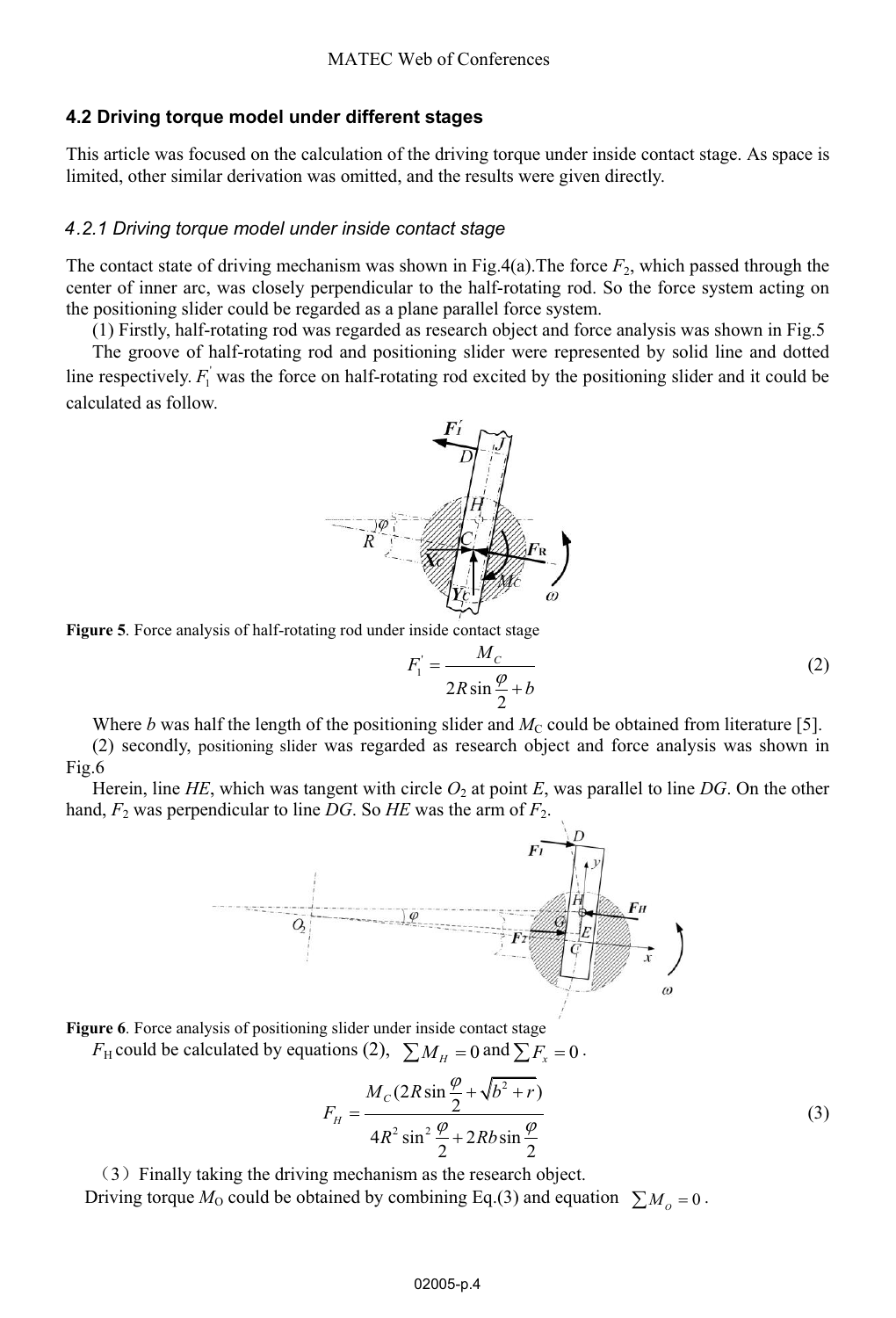### 4.2 Driving torque model under different stages

This article was focused on the calculation of the driving torque under inside contact stage. As space is limited, other similar derivation was omitted, and the results were given directly.

#### *4.2.1 Driving torque model under inside contact stage*

The contact state of driving mechanism was shown in Fig.4(a).The force $F_2$, which passed through the center of inner arc, was closely perpendicular to the half-rotating rod. So the force system acting on the positioning slider could be regarded as a plane parallel force system.

(1) Firstly, half-rotating rod was regarded as research object and force analysis was shown in Fig.5

The groove of half-rotating rod and positioning slider were represented by solid line and dotted line respectively. $F_1^{'}$ was the force on half-rotating rod excited by the positioning slider and it could be calculated as follow.

**Figure 5**. Force analysis of half-rotating rod under inside contact stage

$$F_1^{'} = \frac{M_C}{2R\sin\frac{\varphi}{2} + b} \tag{2}$$

Where $b$ was half the length of the positioning slider and $M_C$ could be obtained from literature [5].

(2) secondly, positioning slider was regarded as research object and force analysis was shown in Fig.6

Herein, line $HE$, which was tangent with circle $O_2$ at point $E$, was parallel to line $DG$. On the other hand, $F_2$ was perpendicular to line $DG$. So $HE$ was the arm of $F_2$.

**Figure 6**. Force analysis of positioning slider under inside contact stage

$F_H$ could be calculated by equations (2), $\sum M_H = 0$ and $\sum F_x = 0$.

$$F_H = \frac{M_C(2R\sin\frac{\varphi}{2} + \sqrt{b^2 + r})}{4R^2\sin^2\frac{\varphi}{2} + 2Rb\sin\frac{\varphi}{2}} \tag{3}$$

(3) Finally taking the driving mechanism as the research object.

Driving torque $M_O$ could be obtained by combining Eq.(3) and equation $\sum M_o = 0$.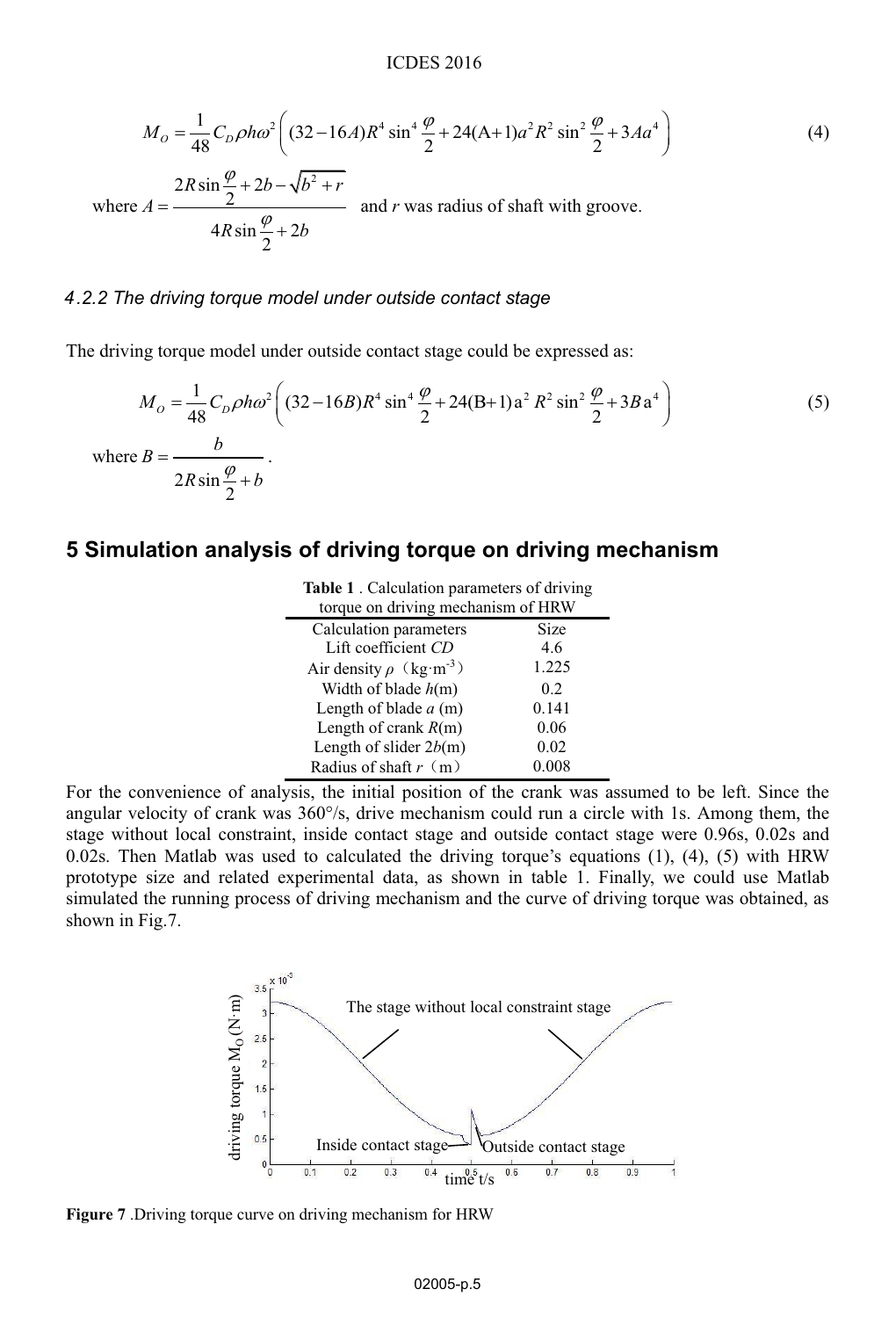$$M_O = \frac{1}{48} C_D \rho h \omega^2 \left( (32-16A) R^4 \sin^4 \frac{\varphi}{2} + 24(\mathrm{A}+1) a^2 R^2 \sin^2 \frac{\varphi}{2} + 3 A a^4 \right) \tag{4}$$

where $A = \dfrac{2R\sin\frac{\varphi}{2} + 2b - \sqrt{b^2 + r}}{4R\sin\frac{\varphi}{2} + 2b}$ and $r$ was radius of shaft with groove.

#### *4.2.2 The driving torque model under outside contact stage*

The driving torque model under outside contact stage could be expressed as:

$$M_O = \frac{1}{48} C_D \rho h \omega^2 \left( (32-16B) R^4 \sin^4 \frac{\varphi}{2} + 24(\mathrm{B}+1) \mathrm{a}^2 R^2 \sin^2 \frac{\varphi}{2} + 3B \mathrm{a}^4 \right) \tag{5}$$

where $B = \dfrac{b}{2R\sin\frac{\varphi}{2} + b}$.

## 5 Simulation analysis of driving torque on driving mechanism

**Table 1** . Calculation parameters of driving torque on driving mechanism of HRW

| Calculation parameters | Size |
|---|---|
| Lift coefficient $CD$ | 4.6 |
| Air density $\rho$ ($\mathrm{kg \cdot m^{-3}}$) | 1.225 |
| Width of blade $h$(m) | 0.2 |
| Length of blade $a$ (m) | 0.141 |
| Length of crank $R$(m) | 0.06 |
| Length of slider $2b$(m) | 0.02 |
| Radius of shaft $r$ (m) | 0.008 |

For the convenience of analysis, the initial position of the crank was assumed to be left. Since the angular velocity of crank was 360°/s, drive mechanism could run a circle with 1s. Among them, the stage without local constraint, inside contact stage and outside contact stage were 0.96s, 0.02s and 0.02s. Then Matlab was used to calculated the driving torque's equations (1), (4), (5) with HRW prototype size and related experimental data, as shown in table 1. Finally, we could use Matlab simulated the running process of driving mechanism and the curve of driving torque was obtained, as shown in Fig.7.

**Figure 7** .Driving torque curve on driving mechanism for HRW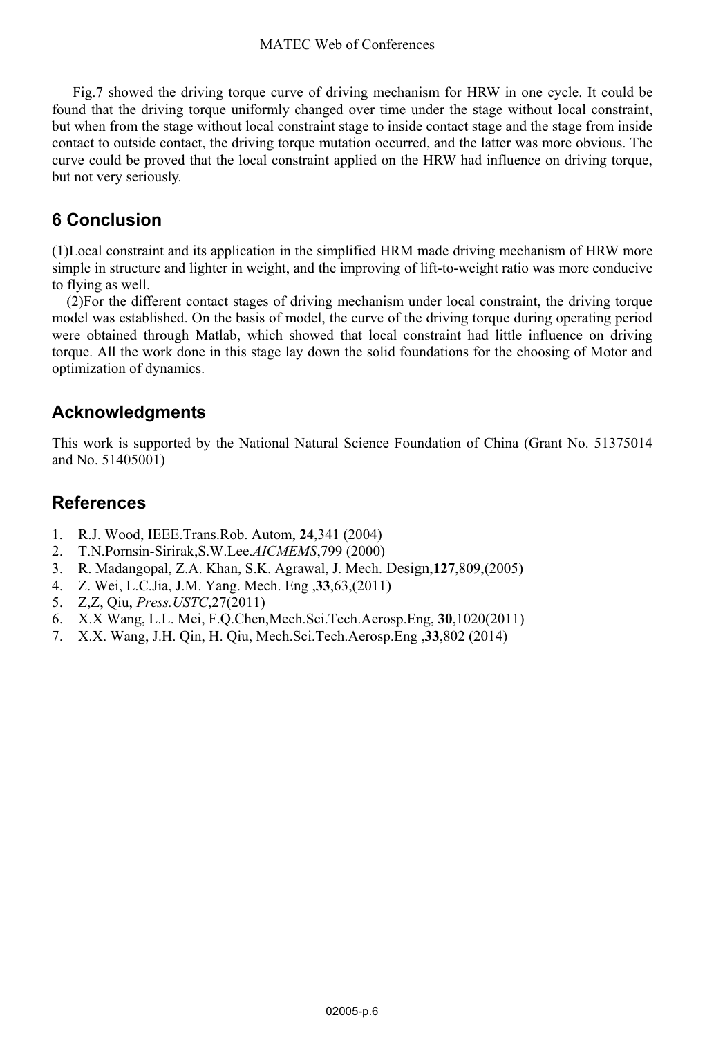Fig.7 showed the driving torque curve of driving mechanism for HRW in one cycle. It could be found that the driving torque uniformly changed over time under the stage without local constraint, but when from the stage without local constraint stage to inside contact stage and the stage from inside contact to outside contact, the driving torque mutation occurred, and the latter was more obvious. The curve could be proved that the local constraint applied on the HRW had influence on driving torque, but not very seriously.

## 6 Conclusion

(1)Local constraint and its application in the simplified HRM made driving mechanism of HRW more simple in structure and lighter in weight, and the improving of lift-to-weight ratio was more conducive to flying as well.

(2)For the different contact stages of driving mechanism under local constraint, the driving torque model was established. On the basis of model, the curve of the driving torque during operating period were obtained through Matlab, which showed that local constraint had little influence on driving torque. All the work done in this stage lay down the solid foundations for the choosing of Motor and optimization of dynamics.

## Acknowledgments

This work is supported by the National Natural Science Foundation of China (Grant No. 51375014 and No. 51405001)

## References

1. R.J. Wood, IEEE.Trans.Rob. Autom, **24**,341 (2004)
2. T.N.Pornsin-Sirirak,S.W.Lee.*AICMEMS*,799 (2000)
3. R. Madangopal, Z.A. Khan, S.K. Agrawal, J. Mech. Design,**127**,809,(2005)
4. Z. Wei, L.C.Jia, J.M. Yang. Mech. Eng ,**33**,63,(2011)
5. Z,Z, Qiu, *Press.USTC*,27(2011)
6. X.X Wang, L.L. Mei, F.Q.Chen,Mech.Sci.Tech.Aerosp.Eng, **30**,1020(2011)
7. X.X. Wang, J.H. Qin, H. Qiu, Mech.Sci.Tech.Aerosp.Eng ,**33**,802 (2014)